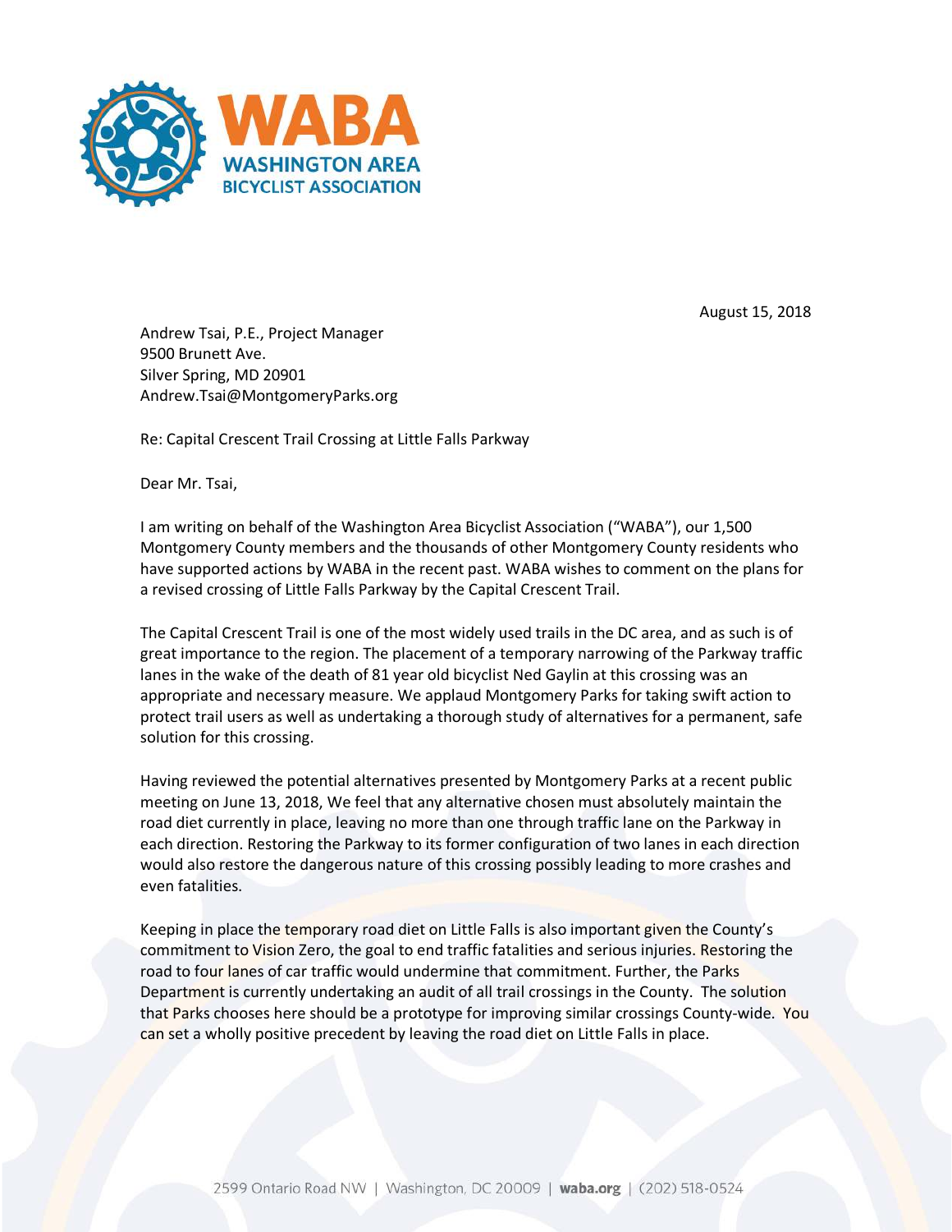August 15, 2018

Andrew Tsai, P.E., Project Manager
9500 Brunett Ave.
Silver Spring, MD 20901
Andrew.Tsai@MontgomeryParks.org

Re: Capital Crescent Trail Crossing at Little Falls Parkway

Dear Mr. Tsai,

I am writing on behalf of the Washington Area Bicyclist Association ("WABA"), our 1,500 Montgomery County members and the thousands of other Montgomery County residents who have supported actions by WABA in the recent past. WABA wishes to comment on the plans for a revised crossing of Little Falls Parkway by the Capital Crescent Trail.

The Capital Crescent Trail is one of the most widely used trails in the DC area, and as such is of great importance to the region. The placement of a temporary narrowing of the Parkway traffic lanes in the wake of the death of 81 year old bicyclist Ned Gaylin at this crossing was an appropriate and necessary measure. We applaud Montgomery Parks for taking swift action to protect trail users as well as undertaking a thorough study of alternatives for a permanent, safe solution for this crossing.

Having reviewed the potential alternatives presented by Montgomery Parks at a recent public meeting on June 13, 2018, We feel that any alternative chosen must absolutely maintain the road diet currently in place, leaving no more than one through traffic lane on the Parkway in each direction. Restoring the Parkway to its former configuration of two lanes in each direction would also restore the dangerous nature of this crossing possibly leading to more crashes and even fatalities.

Keeping in place the temporary road diet on Little Falls is also important given the County's commitment to Vision Zero, the goal to end traffic fatalities and serious injuries. Restoring the road to four lanes of car traffic would undermine that commitment. Further, the Parks Department is currently undertaking an audit of all trail crossings in the County. The solution that Parks chooses here should be a prototype for improving similar crossings County-wide. You can set a wholly positive precedent by leaving the road diet on Little Falls in place.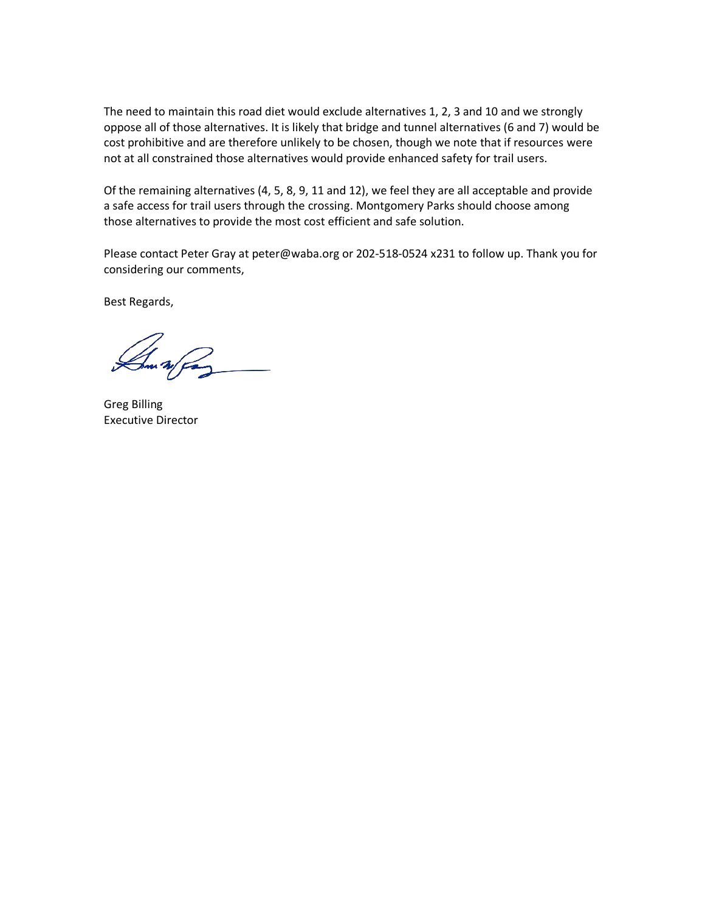The need to maintain this road diet would exclude alternatives 1, 2, 3 and 10 and we strongly oppose all of those alternatives. It is likely that bridge and tunnel alternatives (6 and 7) would be cost prohibitive and are therefore unlikely to be chosen, though we note that if resources were not at all constrained those alternatives would provide enhanced safety for trail users.

Of the remaining alternatives (4, 5, 8, 9, 11 and 12), we feel they are all acceptable and provide a safe access for trail users through the crossing. Montgomery Parks should choose among those alternatives to provide the most cost efficient and safe solution.

Please contact Peter Gray at peter@waba.org or 202-518-0524 x231 to follow up. Thank you for considering our comments,

Best Regards,

Greg Billing
Executive Director